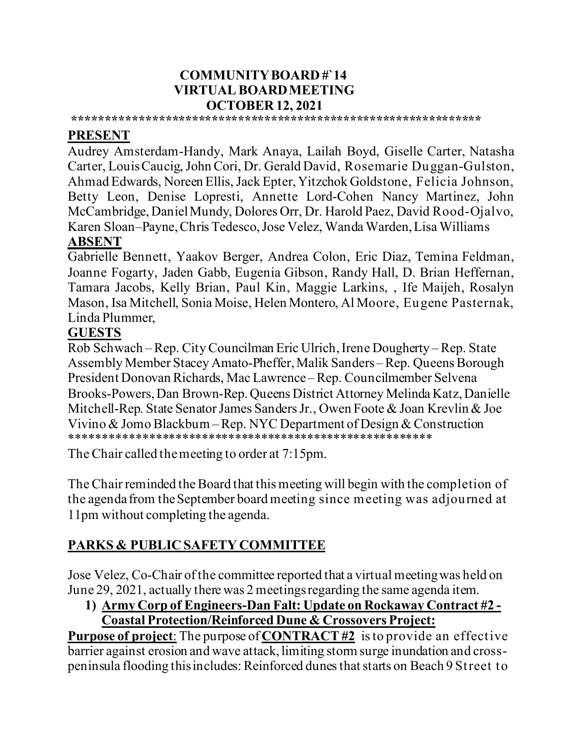**COMMUNITY BOARD #`14**
**VIRTUAL BOARD MEETING**
**OCTOBER 12, 2021**

*****************************************************************

**PRESENT**

Audrey Amsterdam-Handy, Mark Anaya, Lailah Boyd, Giselle Carter, Natasha Carter, Louis Caucig, John Cori, Dr. Gerald David, Rosemarie Duggan-Gulston, Ahmad Edwards, Noreen Ellis, Jack Epter, Yitzchok Goldstone, Felicia Johnson, Betty Leon, Denise Lopresti, Annette Lord-Cohen Nancy Martinez, John McCambridge, Daniel Mundy, Dolores Orr, Dr. Harold Paez, David Rood-Ojalvo, Karen Sloan–Payne, Chris Tedesco, Jose Velez, Wanda Warden, Lisa Williams

**ABSENT**

Gabrielle Bennett, Yaakov Berger, Andrea Colon, Eric Diaz, Temina Feldman, Joanne Fogarty, Jaden Gabb, Eugenia Gibson, Randy Hall, D. Brian Heffernan, Tamara Jacobs, Kelly Brian, Paul Kin, Maggie Larkins, , Ife Maijeh, Rosalyn Mason, Isa Mitchell, Sonia Moise, Helen Montero, Al Moore, Eugene Pasternak, Linda Plummer,

**GUESTS**

Rob Schwach – Rep. City Councilman Eric Ulrich, Irene Dougherty – Rep. State Assembly Member Stacey Amato-Pheffer, Malik Sanders – Rep. Queens Borough President Donovan Richards, Mac Lawrence – Rep. Councilmember Selvena Brooks-Powers, Dan Brown-Rep. Queens District Attorney Melinda Katz, Danielle Mitchell-Rep. State Senator James Sanders Jr., Owen Foote & Joan Krevlin & Joe Vivino & Jomo Blackburn – Rep. NYC Department of Design & Construction

*******************************************************

The Chair called the meeting to order at 7:15pm.

The Chair reminded the Board that this meeting will begin with the completion of the agenda from the September board meeting since meeting was adjourned at 11pm without completing the agenda.

**PARKS & PUBLIC SAFETY COMMITTEE**

Jose Velez, Co-Chair of the committee reported that a virtual meeting was held on June 29, 2021, actually there was 2 meetings regarding the same agenda item.

1) **Army Corp of Engineers-Dan Falt: Update on Rockaway Contract #2 - Coastal Protection/Reinforced Dune & Crossovers Project:**

**Purpose of project**: The purpose of **CONTRACT #2** is to provide an effective barrier against erosion and wave attack, limiting storm surge inundation and cross-peninsula flooding this includes: Reinforced dunes that starts on Beach 9 Street to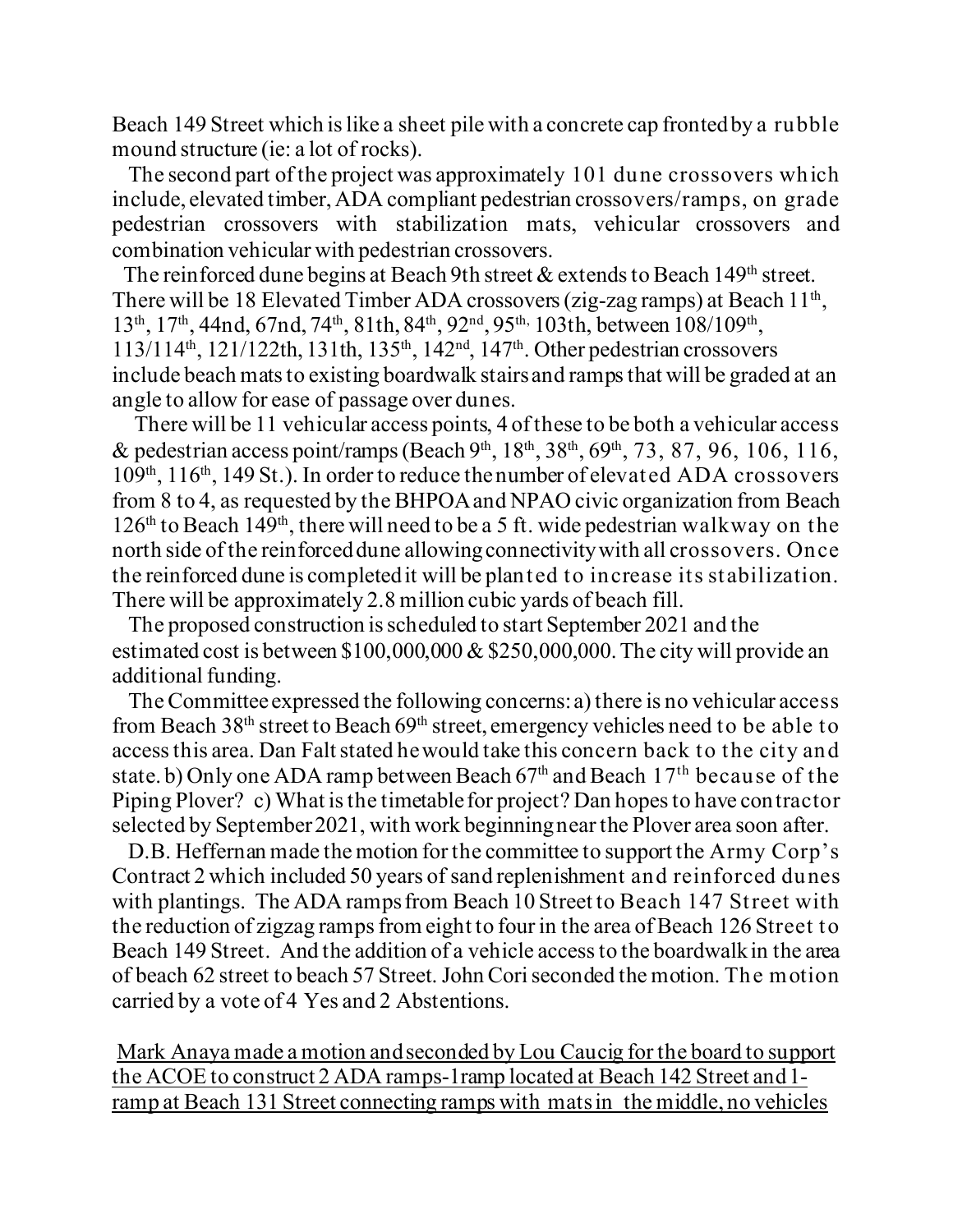Beach 149 Street which is like a sheet pile with a concrete cap fronted by a rubble mound structure (ie: a lot of rocks).

The second part of the project was approximately 101 dune crossovers which include, elevated timber, ADA compliant pedestrian crossovers/ramps, on grade pedestrian crossovers with stabilization mats, vehicular crossovers and combination vehicular with pedestrian crossovers.

The reinforced dune begins at Beach 9th street & extends to Beach 149th street. There will be 18 Elevated Timber ADA crossovers (zig-zag ramps) at Beach 11th, 13th, 17th, 44nd, 67nd, 74th, 81th, 84th, 92nd, 95th, 103th, between 108/109th, 113/114th, 121/122th, 131th, 135th, 142nd, 147th. Other pedestrian crossovers include beach mats to existing boardwalk stairs and ramps that will be graded at an angle to allow for ease of passage over dunes.

There will be 11 vehicular access points, 4 of these to be both a vehicular access & pedestrian access point/ramps (Beach 9th, 18th, 38th, 69th, 73, 87, 96, 106, 116, 109th, 116th, 149 St.). In order to reduce the number of elevated ADA crossovers from 8 to 4, as requested by the BHPOA and NPAO civic organization from Beach 126th to Beach 149th, there will need to be a 5 ft. wide pedestrian walkway on the north side of the reinforced dune allowing connectivity with all crossovers. Once the reinforced dune is completed it will be planted to increase its stabilization. There will be approximately 2.8 million cubic yards of beach fill.

The proposed construction is scheduled to start September 2021 and the estimated cost is between $100,000,000 & $250,000,000. The city will provide an additional funding.

The Committee expressed the following concerns: a) there is no vehicular access from Beach 38th street to Beach 69th street, emergency vehicles need to be able to access this area. Dan Falt stated he would take this concern back to the city and state. b) Only one ADA ramp between Beach 67th and Beach 17th because of the Piping Plover? c) What is the timetable for project? Dan hopes to have contractor selected by September 2021, with work beginning near the Plover area soon after.

D.B. Heffernan made the motion for the committee to support the Army Corp's Contract 2 which included 50 years of sand replenishment and reinforced dunes with plantings. The ADA ramps from Beach 10 Street to Beach 147 Street with the reduction of zigzag ramps from eight to four in the area of Beach 126 Street to Beach 149 Street. And the addition of a vehicle access to the boardwalk in the area of beach 62 street to beach 57 Street. John Cori seconded the motion. The motion carried by a vote of 4 Yes and 2 Abstentions.

<u>Mark Anaya made a motion and seconded by Lou Caucig for the board to support the ACOE to construct 2 ADA ramps-1ramp located at Beach 142 Street and 1-ramp at Beach 131 Street connecting ramps with mats in the middle, no vehicles</u>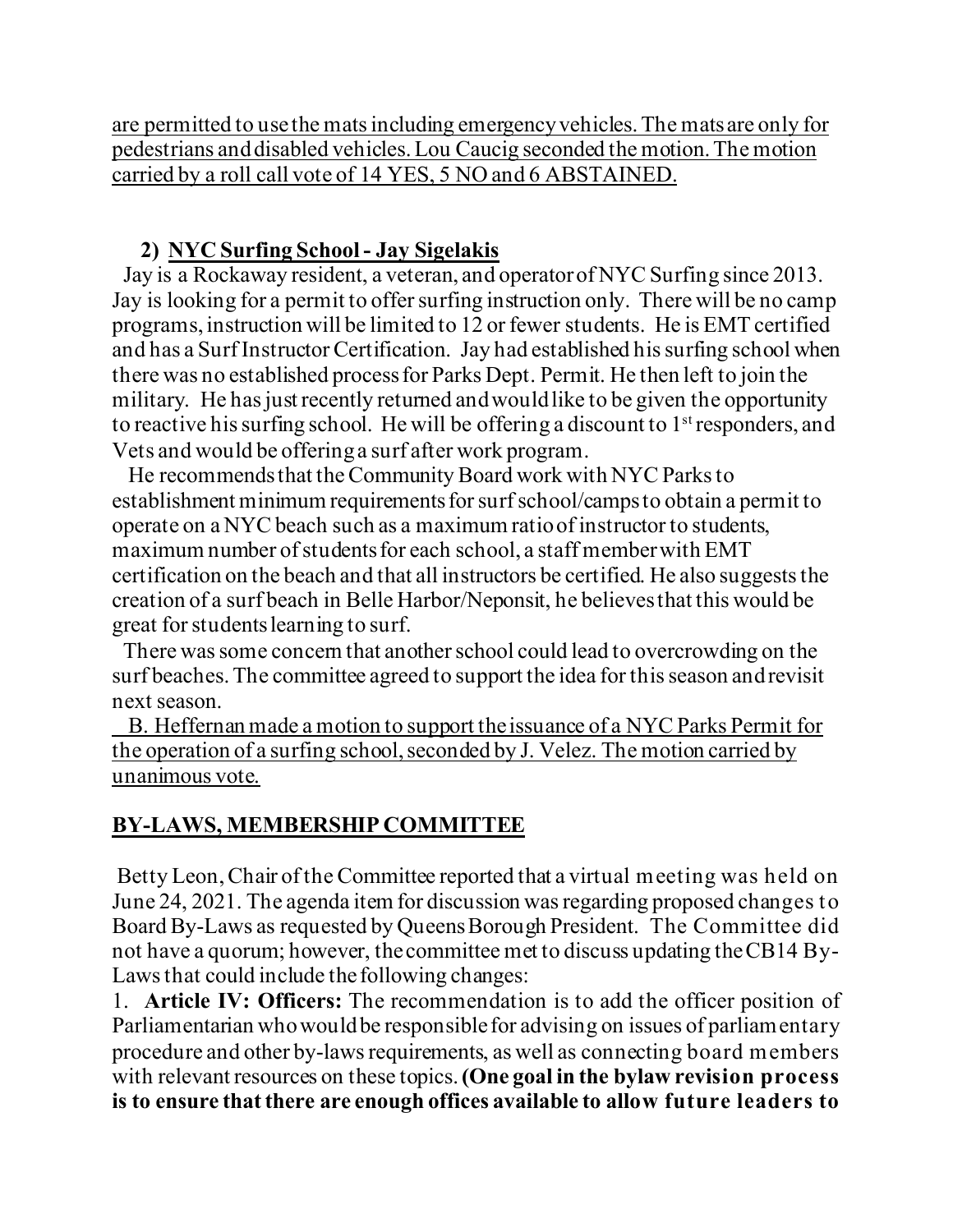are permitted to use the mats including emergency vehicles. The mats are only for pedestrians and disabled vehicles. Lou Caucig seconded the motion. The motion carried by a roll call vote of 14 YES, 5 NO and 6 ABSTAINED.

**2) NYC Surfing School - Jay Sigelakis**

Jay is a Rockaway resident, a veteran, and operator of NYC Surfing since 2013. Jay is looking for a permit to offer surfing instruction only. There will be no camp programs, instruction will be limited to 12 or fewer students. He is EMT certified and has a Surf Instructor Certification. Jay had established his surfing school when there was no established process for Parks Dept. Permit. He then left to join the military. He has just recently returned and would like to be given the opportunity to reactive his surfing school. He will be offering a discount to 1st responders, and Vets and would be offering a surf after work program.

He recommends that the Community Board work with NYC Parks to establishment minimum requirements for surf school/camps to obtain a permit to operate on a NYC beach such as a maximum ratio of instructor to students, maximum number of students for each school, a staff member with EMT certification on the beach and that all instructors be certified. He also suggests the creation of a surf beach in Belle Harbor/Neponsit, he believes that this would be great for students learning to surf.

There was some concern that another school could lead to overcrowding on the surf beaches. The committee agreed to support the idea for this season and revisit next season.

B. Heffernan made a motion to support the issuance of a NYC Parks Permit for the operation of a surfing school, seconded by J. Velez. The motion carried by unanimous vote.

## BY-LAWS, MEMBERSHIP COMMITTEE

Betty Leon, Chair of the Committee reported that a virtual meeting was held on June 24, 2021. The agenda item for discussion was regarding proposed changes to Board By-Laws as requested by Queens Borough President. The Committee did not have a quorum; however, the committee met to discuss updating the CB14 By-Laws that could include the following changes:

1. **Article IV: Officers:** The recommendation is to add the officer position of Parliamentarian who would be responsible for advising on issues of parliamentary procedure and other by-laws requirements, as well as connecting board members with relevant resources on these topics. **(One goal in the bylaw revision process is to ensure that there are enough offices available to allow future leaders to**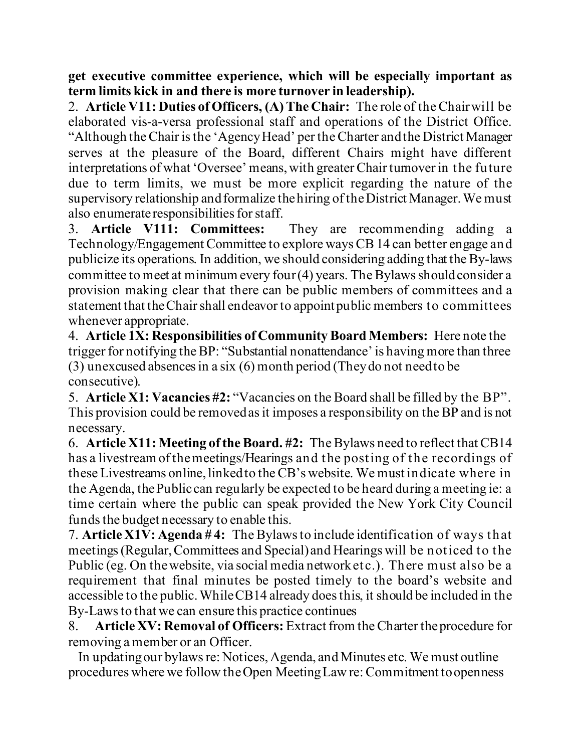**get executive committee experience, which will be especially important as term limits kick in and there is more turnover in leadership).**

2. **Article V11: Duties of Officers, (A) The Chair:** The role of the Chair will be elaborated vis-a-versa professional staff and operations of the District Office. "Although the Chair is the 'Agency Head' per the Charter and the District Manager serves at the pleasure of the Board, different Chairs might have different interpretations of what 'Oversee' means, with greater Chair turnover in the future due to term limits, we must be more explicit regarding the nature of the supervisory relationship and formalize the hiring of the District Manager. We must also enumerate responsibilities for staff.

3. **Article V111: Committees:** They are recommending adding a Technology/Engagement Committee to explore ways CB 14 can better engage and publicize its operations. In addition, we should considering adding that the By-laws committee to meet at minimum every four (4) years. The Bylaws should consider a provision making clear that there can be public members of committees and a statement that the Chair shall endeavor to appoint public members to committees whenever appropriate.

4. **Article 1X: Responsibilities of Community Board Members:** Here note the trigger for notifying the BP: "Substantial nonattendance' is having more than three (3) unexcused absences in a six (6) month period (They do not need to be consecutive).

5. **Article X1: Vacancies #2:** "Vacancies on the Board shall be filled by the BP". This provision could be removed as it imposes a responsibility on the BP and is not necessary.

6. **Article X11: Meeting of the Board. #2:** The Bylaws need to reflect that CB14 has a livestream of the meetings/Hearings and the posting of the recordings of these Livestreams online, linked to the CB's website. We must indicate where in the Agenda, the Public can regularly be expected to be heard during a meeting ie: a time certain where the public can speak provided the New York City Council funds the budget necessary to enable this.

7. **Article X1V: Agenda # 4:** The Bylaws to include identification of ways that meetings (Regular, Committees and Special) and Hearings will be noticed to the Public (eg. On the website, via social media network etc.). There must also be a requirement that final minutes be posted timely to the board's website and accessible to the public. While CB14 already does this, it should be included in the By-Laws to that we can ensure this practice continues

8. **Article XV: Removal of Officers:** Extract from the Charter the procedure for removing a member or an Officer.

In updating our bylaws re: Notices, Agenda, and Minutes etc. We must outline procedures where we follow the Open Meeting Law re: Commitment to openness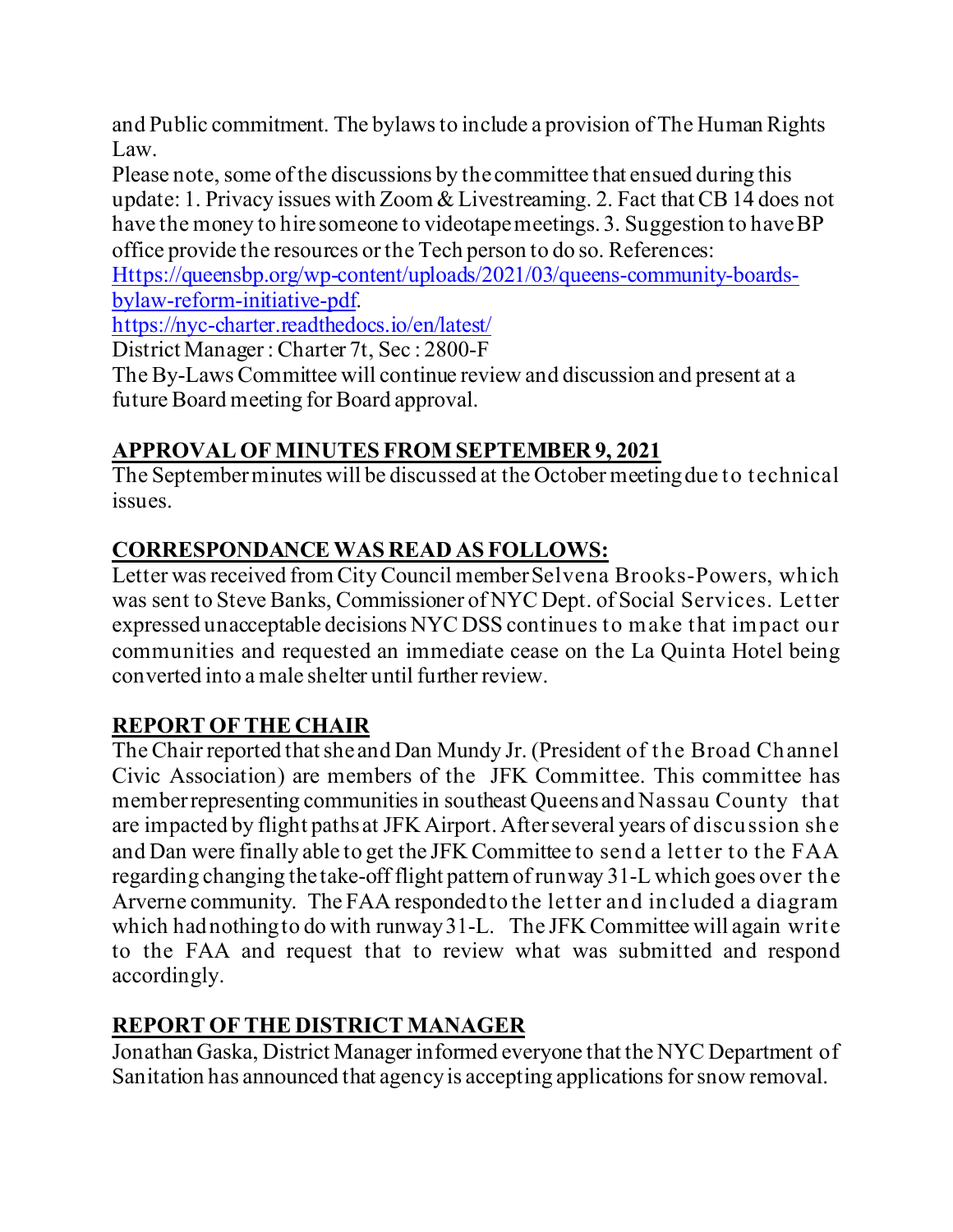and Public commitment. The bylaws to include a provision of The Human Rights Law.

Please note, some of the discussions by the committee that ensued during this update: 1. Privacy issues with Zoom & Livestreaming. 2. Fact that CB 14 does not have the money to hire someone to videotape meetings. 3. Suggestion to have BP office provide the resources or the Tech person to do so. References: [Https://queensbp.org/wp-content/uploads/2021/03/queens-community-boards-bylaw-reform-initiative-pdf](Https://queensbp.org/wp-content/uploads/2021/03/queens-community-boards-bylaw-reform-initiative-pdf).

<https://nyc-charter.readthedocs.io/en/latest/>

District Manager : Charter 7t, Sec : 2800-F

The By-Laws Committee will continue review and discussion and present at a future Board meeting for Board approval.

## APPROVAL OF MINUTES FROM SEPTEMBER 9, 2021

The September minutes will be discussed at the October meeting due to technical issues.

## CORRESPONDANCE WAS READ AS FOLLOWS:

Letter was received from City Council member Selvena Brooks-Powers, which was sent to Steve Banks, Commissioner of NYC Dept. of Social Services. Letter expressed unacceptable decisions NYC DSS continues to make that impact our communities and requested an immediate cease on the La Quinta Hotel being converted into a male shelter until further review.

## REPORT OF THE CHAIR

The Chair reported that she and Dan Mundy Jr. (President of the Broad Channel Civic Association) are members of the JFK Committee. This committee has member representing communities in southeast Queens and Nassau County that are impacted by flight paths at JFK Airport. After several years of discussion she and Dan were finally able to get the JFK Committee to send a letter to the FAA regarding changing the take-off flight pattern of runway 31-L which goes over the Arverne community. The FAA responded to the letter and included a diagram which had nothing to do with runway 31-L. The JFK Committee will again write to the FAA and request that to review what was submitted and respond accordingly.

## REPORT OF THE DISTRICT MANAGER

Jonathan Gaska, District Manager informed everyone that the NYC Department of Sanitation has announced that agency is accepting applications for snow removal.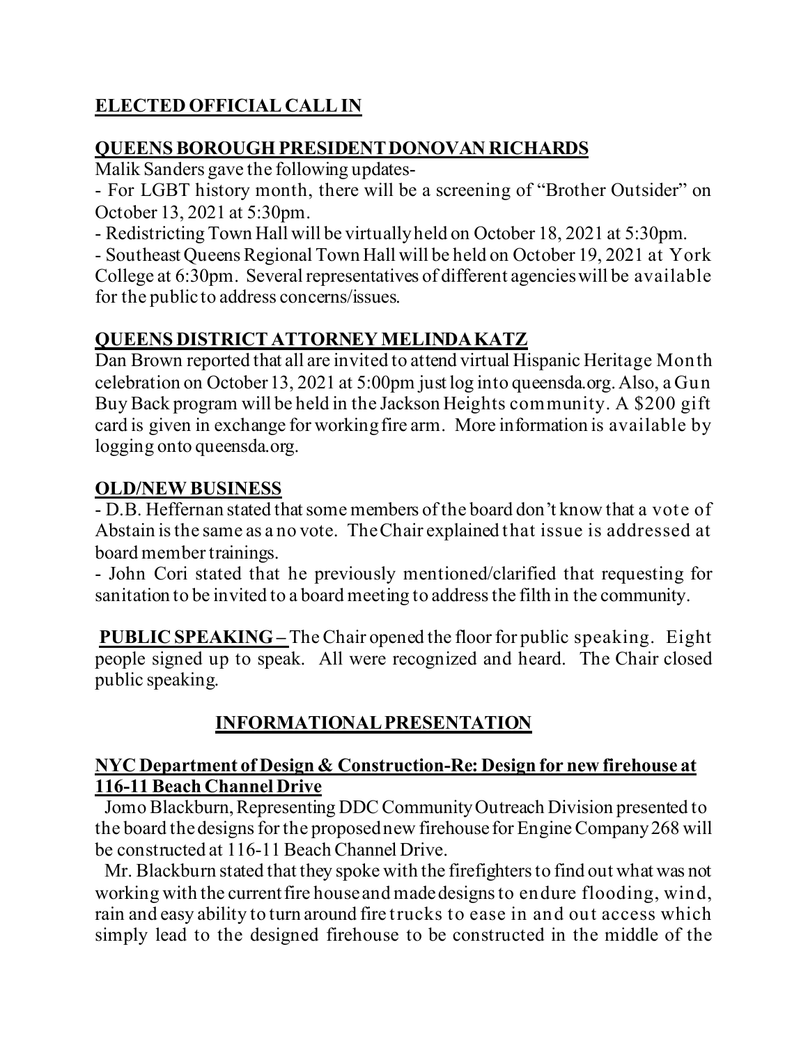## ELECTED OFFICIAL CALL IN

### QUEENS BOROUGH PRESIDENT DONOVAN RICHARDS

Malik Sanders gave the following updates-

- For LGBT history month, there will be a screening of "Brother Outsider" on October 13, 2021 at 5:30pm.
- Redistricting Town Hall will be virtually held on October 18, 2021 at 5:30pm.
- Southeast Queens Regional Town Hall will be held on October 19, 2021 at York College at 6:30pm. Several representatives of different agencies will be available for the public to address concerns/issues.

### QUEENS DISTRICT ATTORNEY MELINDA KATZ

Dan Brown reported that all are invited to attend virtual Hispanic Heritage Month celebration on October 13, 2021 at 5:00pm just log into queensda.org. Also, a Gun Buy Back program will be held in the Jackson Heights community. A $200 gift card is given in exchange for working fire arm. More information is available by logging onto queensda.org.

### OLD/NEW BUSINESS

- D.B. Heffernan stated that some members of the board don't know that a vote of Abstain is the same as a no vote. The Chair explained that issue is addressed at board member trainings.
- John Cori stated that he previously mentioned/clarified that requesting for sanitation to be invited to a board meeting to address the filth in the community.

**PUBLIC SPEAKING –** The Chair opened the floor for public speaking. Eight people signed up to speak. All were recognized and heard. The Chair closed public speaking.

## INFORMATIONAL PRESENTATION

### NYC Department of Design & Construction-Re: Design for new firehouse at 116-11 Beach Channel Drive

Jomo Blackburn, Representing DDC Community Outreach Division presented to the board the designs for the proposed new firehouse for Engine Company 268 will be constructed at 116-11 Beach Channel Drive.

Mr. Blackburn stated that they spoke with the firefighters to find out what was not working with the current fire house and made designs to endure flooding, wind, rain and easy ability to turn around fire trucks to ease in and out access which simply lead to the designed firehouse to be constructed in the middle of the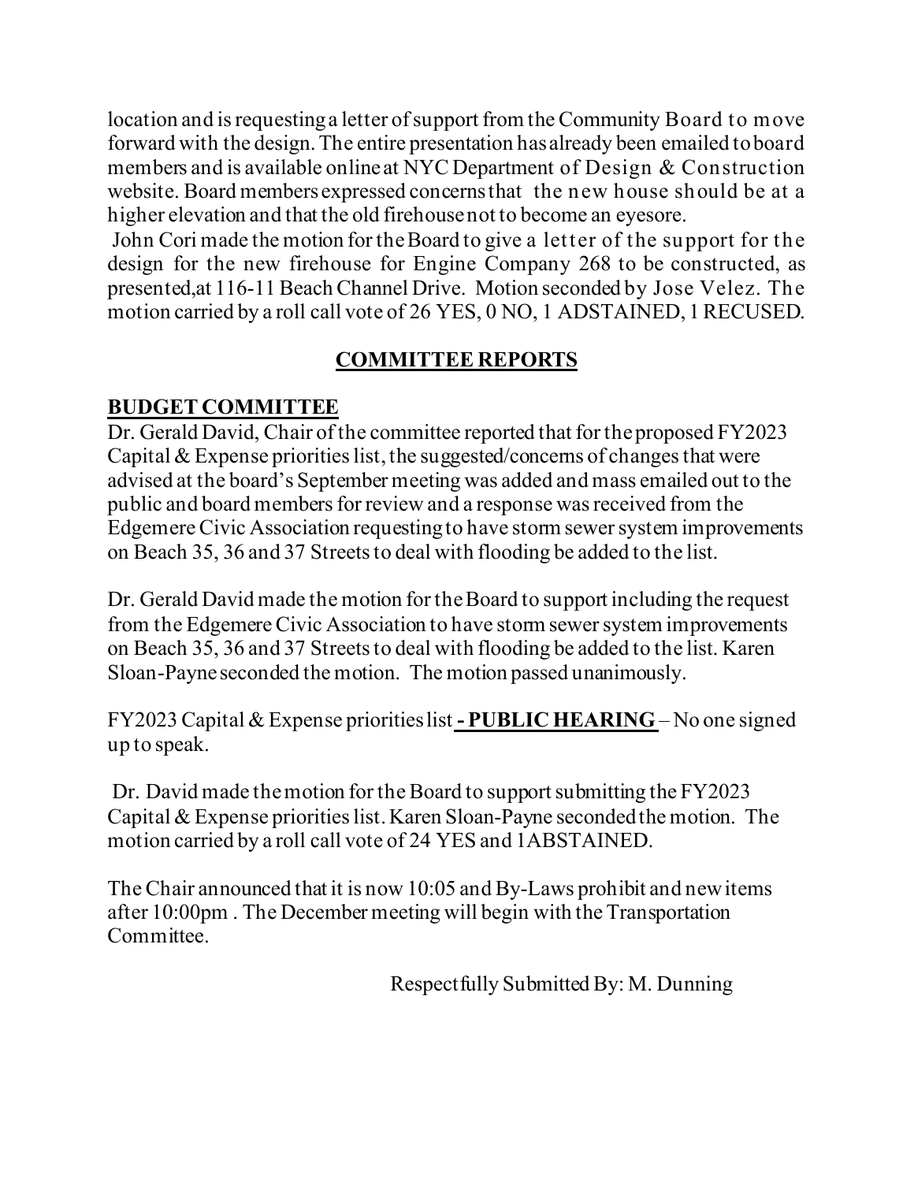location and is requesting a letter of support from the Community Board to move forward with the design. The entire presentation has already been emailed to board members and is available online at NYC Department of Design & Construction website. Board members expressed concerns that the new house should be at a higher elevation and that the old firehouse not to become an eyesore.

John Cori made the motion for the Board to give a letter of the support for the design for the new firehouse for Engine Company 268 to be constructed, as presented,at 116-11 Beach Channel Drive. Motion seconded by Jose Velez. The motion carried by a roll call vote of 26 YES, 0 NO, 1 ADSTAINED, 1 RECUSED.

## COMMITTEE REPORTS

### BUDGET COMMITTEE

Dr. Gerald David, Chair of the committee reported that for the proposed FY2023 Capital & Expense priorities list, the suggested/concerns of changes that were advised at the board's September meeting was added and mass emailed out to the public and board members for review and a response was received from the Edgemere Civic Association requesting to have storm sewer system improvements on Beach 35, 36 and 37 Streets to deal with flooding be added to the list.

Dr. Gerald David made the motion for the Board to support including the request from the Edgemere Civic Association to have storm sewer system improvements on Beach 35, 36 and 37 Streets to deal with flooding be added to the list. Karen Sloan-Payne seconded the motion. The motion passed unanimously.

FY2023 Capital & Expense priorities list **- PUBLIC HEARING** – No one signed up to speak.

Dr. David made the motion for the Board to support submitting the FY2023 Capital & Expense priorities list. Karen Sloan-Payne seconded the motion. The motion carried by a roll call vote of 24 YES and 1ABSTAINED.

The Chair announced that it is now 10:05 and By-Laws prohibit and new items after 10:00pm . The December meeting will begin with the Transportation Committee.

Respectfully Submitted By: M. Dunning